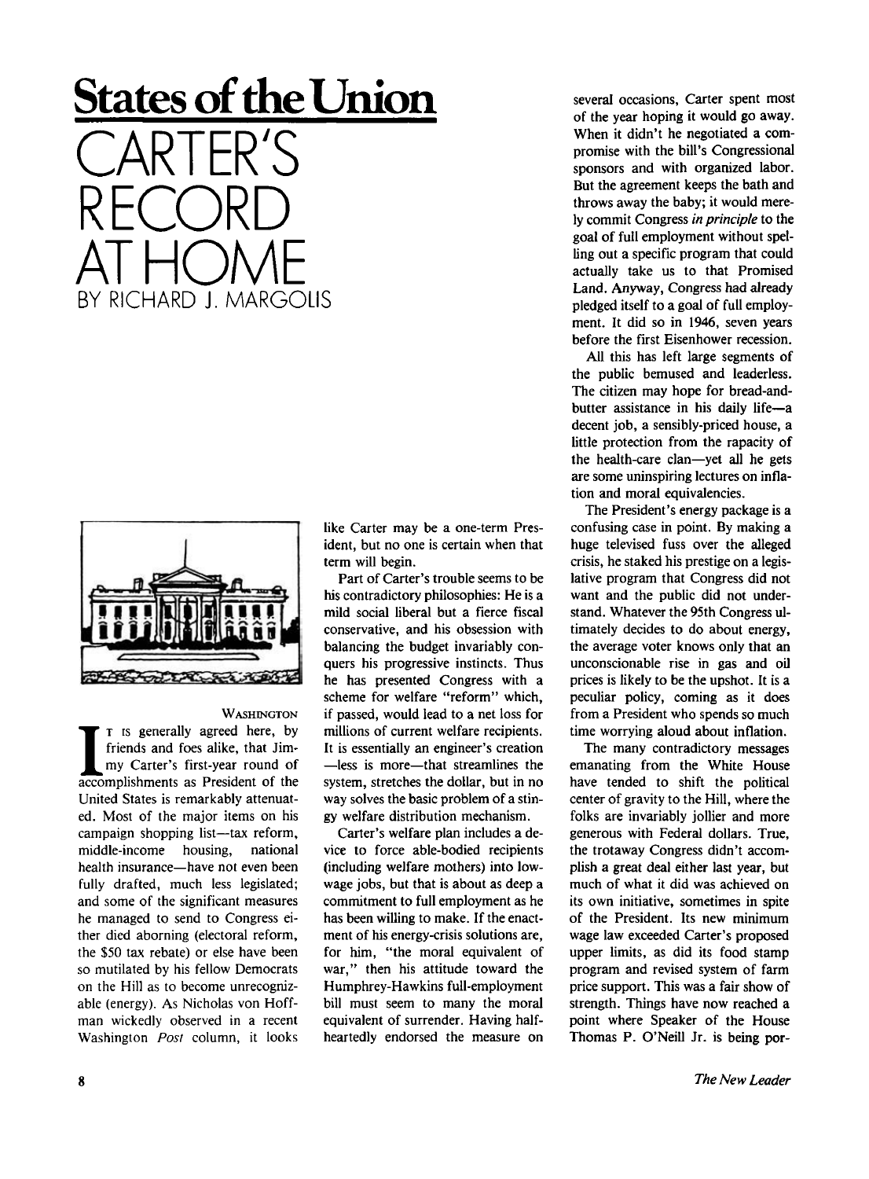# States of the Union

# CARTER'S RECORD AT HOME

BY RICHARD J. MARGOLIS

WASHINGTON

It is generally agreed here, by friends and foes alike, that Jimmy Carter's first-year round of accomplishments as President of the United States is remarkably attenuated. Most of the major items on his campaign shopping list—tax reform, middle-income housing, national health insurance—have not even been fully drafted, much less legislated; and some of the significant measures he managed to send to Congress either died aborning (electoral reform, the $50 tax rebate) or else have been so mutilated by his fellow Democrats on the Hill as to become unrecognizable (energy). As Nicholas von Hoffman wickedly observed in a recent Washington *Post* column, it looks like Carter may be a one-term President, but no one is certain when that term will begin.

Part of Carter's trouble seems to be his contradictory philosophies: He is a mild social liberal but a fierce fiscal conservative, and his obsession with balancing the budget invariably conquers his progressive instincts. Thus he has presented Congress with a scheme for welfare "reform" which, if passed, would lead to a net loss for millions of current welfare recipients. It is essentially an engineer's creation—less is more—that streamlines the system, stretches the dollar, but in no way solves the basic problem of a stingy welfare distribution mechanism.

Carter's welfare plan includes a device to force able-bodied recipients (including welfare mothers) into low-wage jobs, but that is about as deep a commitment to full employment as he has been willing to make. If the enactment of his energy-crisis solutions are, for him, "the moral equivalent of war," then his attitude toward the Humphrey-Hawkins full-employment bill must seem to many the moral equivalent of surrender. Having half-heartedly endorsed the measure on several occasions, Carter spent most of the year hoping it would go away. When it didn't he negotiated a compromise with the bill's Congressional sponsors and with organized labor. But the agreement keeps the bath and throws away the baby; it would merely commit Congress *in principle* to the goal of full employment without spelling out a specific program that could actually take us to that Promised Land. Anyway, Congress had already pledged itself to a goal of full employment. It did so in 1946, seven years before the first Eisenhower recession.

All this has left large segments of the public bemused and leaderless. The citizen may hope for bread-and-butter assistance in his daily life—a decent job, a sensibly-priced house, a little protection from the rapacity of the health-care clan—yet all he gets are some uninspiring lectures on inflation and moral equivalencies.

The President's energy package is a confusing case in point. By making a huge televised fuss over the alleged crisis, he staked his prestige on a legislative program that Congress did not want and the public did not understand. Whatever the 95th Congress ultimately decides to do about energy, the average voter knows only that an unconscionable rise in gas and oil prices is likely to be the upshot. It is a peculiar policy, coming as it does from a President who spends so much time worrying aloud about inflation.

The many contradictory messages emanating from the White House have tended to shift the political center of gravity to the Hill, where the folks are invariably jollier and more generous with Federal dollars. True, the trotaway Congress didn't accomplish a great deal either last year, but much of what it did was achieved on its own initiative, sometimes in spite of the President. Its new minimum wage law exceeded Carter's proposed upper limits, as did its food stamp program and revised system of farm price support. This was a fair show of strength. Things have now reached a point where Speaker of the House Thomas P. O'Neill Jr. is being por-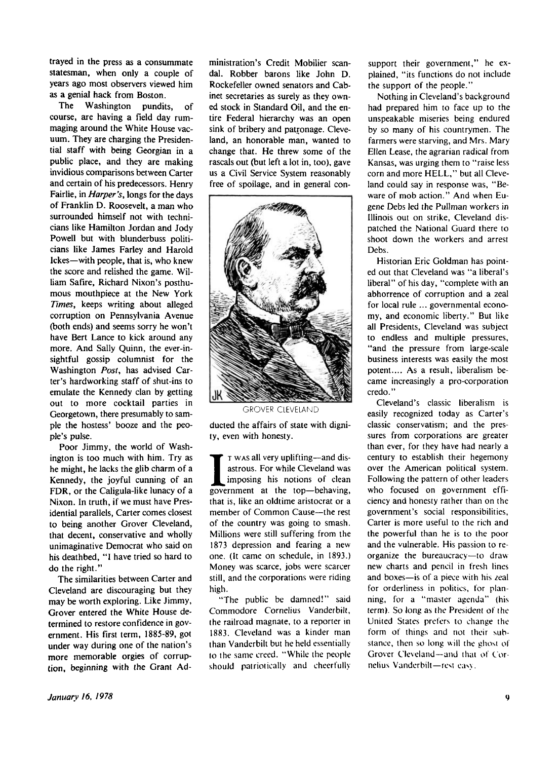trayed in the press as a consummate statesman, when only a couple of years ago most observers viewed him as a genial hack from Boston.

The Washington pundits, of course, are having a field day rummaging around the White House vacuum. They are charging the Presidential staff with being Georgian in a public place, and they are making invidious comparisons between Carter and certain of his predecessors. Henry Fairlie, in *Harper's*, longs for the days of Franklin D. Roosevelt, a man who surrounded himself not with technicians like Hamilton Jordan and Jody Powell but with blunderbuss politicians like James Farley and Harold Ickes—with people, that is, who knew the score and relished the game. William Safire, Richard Nixon's posthumous mouthpiece at the New York *Times*, keeps writing about alleged corruption on Pennsylvania Avenue (both ends) and seems sorry he won't have Bert Lance to kick around any more. And Sally Quinn, the ever-insightful gossip columnist for the Washington *Post*, has advised Carter's hardworking staff of shut-ins to emulate the Kennedy clan by getting out to more cocktail parties in Georgetown, there presumably to sample the hostess' booze and the people's pulse.

Poor Jimmy, the world of Washington is too much with him. Try as he might, he lacks the glib charm of a Kennedy, the joyful cunning of an FDR, or the Caligula-like lunacy of a Nixon. In truth, if we must have Presidential parallels, Carter comes closest to being another Grover Cleveland, that decent, conservative and wholly unimaginative Democrat who said on his deathbed, "I have tried so hard to do the right."

The similarities between Carter and Cleveland are discouraging but they may be worth exploring. Like Jimmy, Grover entered the White House determined to restore confidence in government. His first term, 1885-89, got under way during one of the nation's more memorable orgies of corruption, beginning with the Grant Administration's Credit Mobilier scandal. Robber barons like John D. Rockefeller owned senators and Cabinet secretaries as surely as they owned stock in Standard Oil, and the entire Federal hierarchy was an open sink of bribery and patronage. Cleveland, an honorable man, wanted to change that. He threw some of the rascals out (but left a lot in, too), gave us a Civil Service System reasonably free of spoilage, and in general conducted the affairs of state with dignity, even with honesty.

GROVER CLEVELAND

It was all very uplifting—and disastrous. For while Cleveland was imposing his notions of clean government at the top—behaving, that is, like an oldtime aristocrat or a member of Common Cause—the rest of the country was going to smash. Millions were still suffering from the 1873 depression and fearing a new one. (It came on schedule, in 1893.) Money was scarce, jobs were scarcer still, and the corporations were riding high.

"The public be damned!" said Commodore Cornelius Vanderbilt, the railroad magnate, to a reporter in 1883. Cleveland was a kinder man than Vanderbilt but he held essentially to the same creed. "While the people should patriotically and cheerfully support their government," he explained, "its functions do not include the support of the people."

Nothing in Cleveland's background had prepared him to face up to the unspeakable miseries being endured by so many of his countrymen. The farmers were starving, and Mrs. Mary Ellen Lease, the agrarian radical from Kansas, was urging them to "raise less corn and more HELL," but all Cleveland could say in response was, "Beware of mob action." And when Eugene Debs led the Pullman workers in Illinois out on strike, Cleveland dispatched the National Guard there to shoot down the workers and arrest Debs.

Historian Eric Goldman has pointed out that Cleveland was "a liberal's liberal" of his day, "complete with an abhorrence of corruption and a zeal for local rule ... governmental economy, and economic liberty." But like all Presidents, Cleveland was subject to endless and multiple pressures, "and the pressure from large-scale business interests was easily the most potent.... As a result, liberalism became increasingly a pro-corporation credo."

Cleveland's classic liberalism is easily recognized today as Carter's classic conservatism; and the pressures from corporations are greater than ever, for they have had nearly a century to establish their hegemony over the American political system. Following the pattern of other leaders who focused on government efficiency and honesty rather than on the government's social responsibilities, Carter is more useful to the rich and the powerful than he is to the poor and the vulnerable. His passion to reorganize the bureaucracy—to draw new charts and pencil in fresh lines and boxes—is of a piece with his zeal for orderliness in politics, for planning, for a "master agenda" (his term). So long as the President of the United States prefers to change the form of things and not their substance, then so long will the ghost of Grover Cleveland—and that of Cornelius Vanderbilt—rest easy.